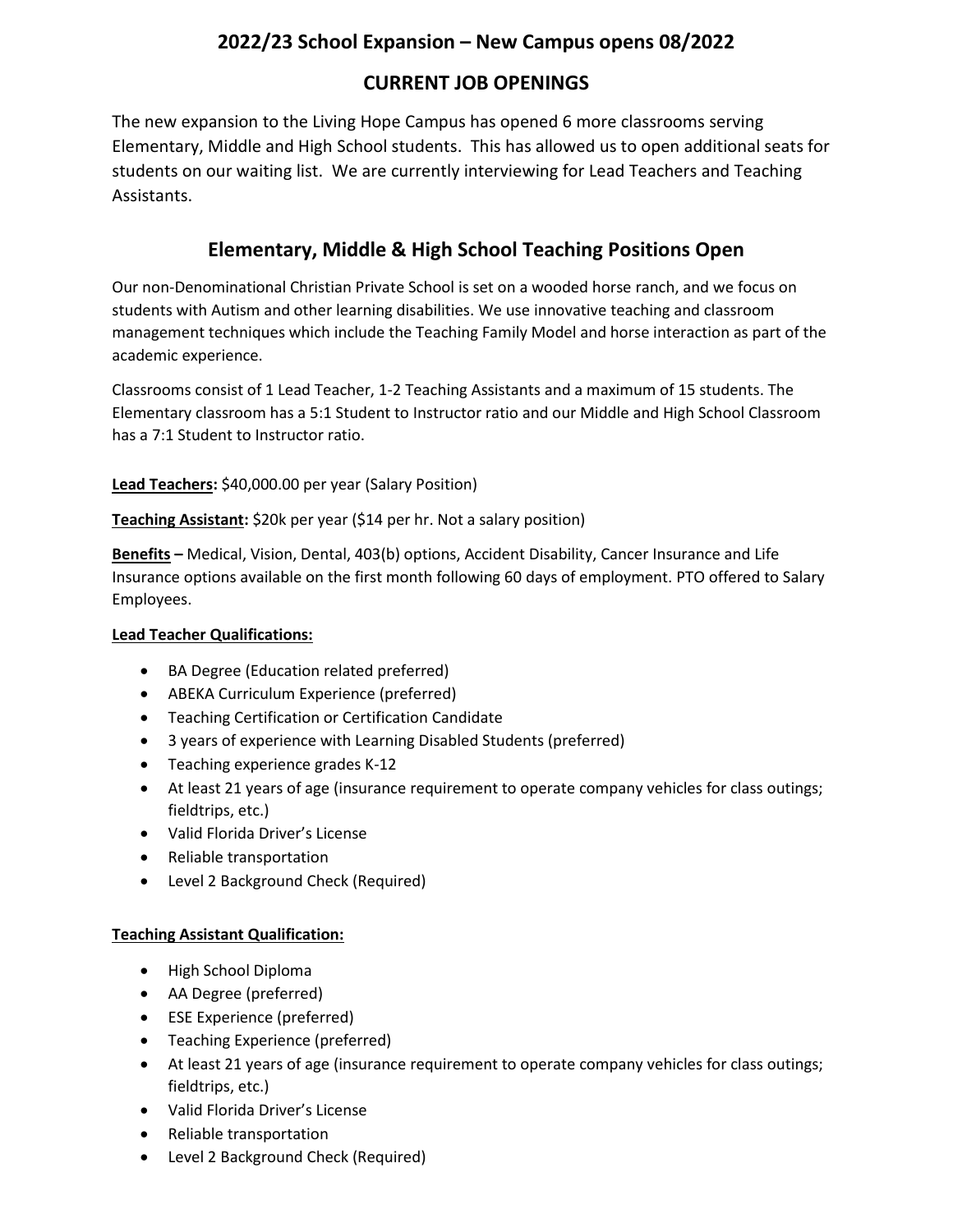## 2022/23 School Expansion – New Campus opens 08/2022

## CURRENT JOB OPENINGS

The new expansion to the Living Hope Campus has opened 6 more classrooms serving Elementary, Middle and High School students. This has allowed us to open additional seats for students on our waiting list. We are currently interviewing for Lead Teachers and Teaching Assistants.

## Elementary, Middle & High School Teaching Positions Open

Our non-Denominational Christian Private School is set on a wooded horse ranch, and we focus on students with Autism and other learning disabilities. We use innovative teaching and classroom management techniques which include the Teaching Family Model and horse interaction as part of the academic experience.

Classrooms consist of 1 Lead Teacher, 1-2 Teaching Assistants and a maximum of 15 students. The Elementary classroom has a 5:1 Student to Instructor ratio and our Middle and High School Classroom has a 7:1 Student to Instructor ratio.

**Lead Teachers:** $40,000.00 per year (Salary Position)

**Teaching Assistant:** $20k per year ($14 per hr. Not a salary position)

**Benefits –** Medical, Vision, Dental, 403(b) options, Accident Disability, Cancer Insurance and Life Insurance options available on the first month following 60 days of employment. PTO offered to Salary Employees.

**Lead Teacher Qualifications:**

- BA Degree (Education related preferred)
- ABEKA Curriculum Experience (preferred)
- Teaching Certification or Certification Candidate
- 3 years of experience with Learning Disabled Students (preferred)
- Teaching experience grades K-12
- At least 21 years of age (insurance requirement to operate company vehicles for class outings; fieldtrips, etc.)
- Valid Florida Driver's License
- Reliable transportation
- Level 2 Background Check (Required)

**Teaching Assistant Qualification:**

- High School Diploma
- AA Degree (preferred)
- ESE Experience (preferred)
- Teaching Experience (preferred)
- At least 21 years of age (insurance requirement to operate company vehicles for class outings; fieldtrips, etc.)
- Valid Florida Driver's License
- Reliable transportation
- Level 2 Background Check (Required)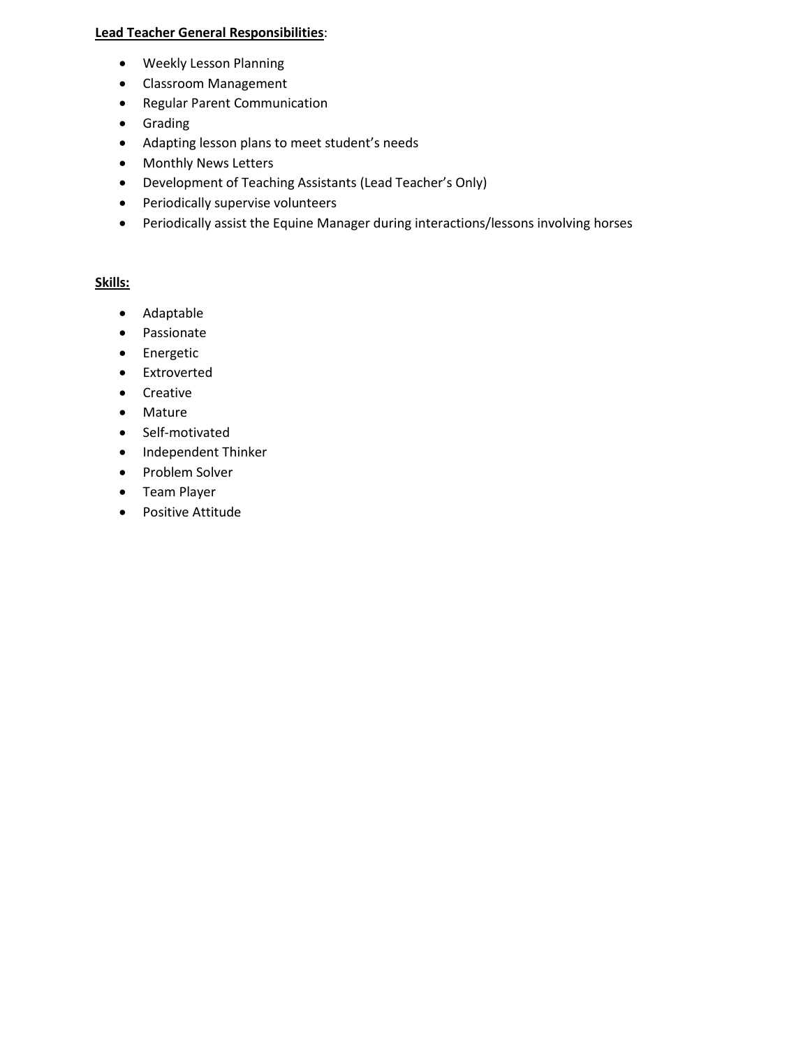**Lead Teacher General Responsibilities**:

- Weekly Lesson Planning
- Classroom Management
- Regular Parent Communication
- Grading
- Adapting lesson plans to meet student's needs
- Monthly News Letters
- Development of Teaching Assistants (Lead Teacher's Only)
- Periodically supervise volunteers
- Periodically assist the Equine Manager during interactions/lessons involving horses

**Skills:**

- Adaptable
- Passionate
- Energetic
- Extroverted
- Creative
- Mature
- Self-motivated
- Independent Thinker
- Problem Solver
- Team Player
- Positive Attitude